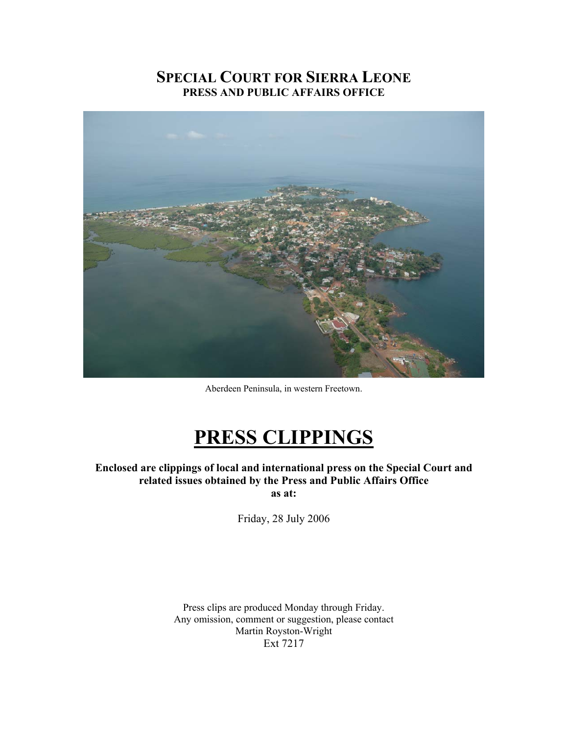# SPECIAL COURT FOR SIERRA LEONE
## PRESS AND PUBLIC AFFAIRS OFFICE

Aberdeen Peninsula, in western Freetown.

# PRESS CLIPPINGS

**Enclosed are clippings of local and international press on the Special Court and related issues obtained by the Press and Public Affairs Office as at:**

Friday, 28 July 2006

Press clips are produced Monday through Friday.
Any omission, comment or suggestion, please contact
Martin Royston-Wright
Ext 7217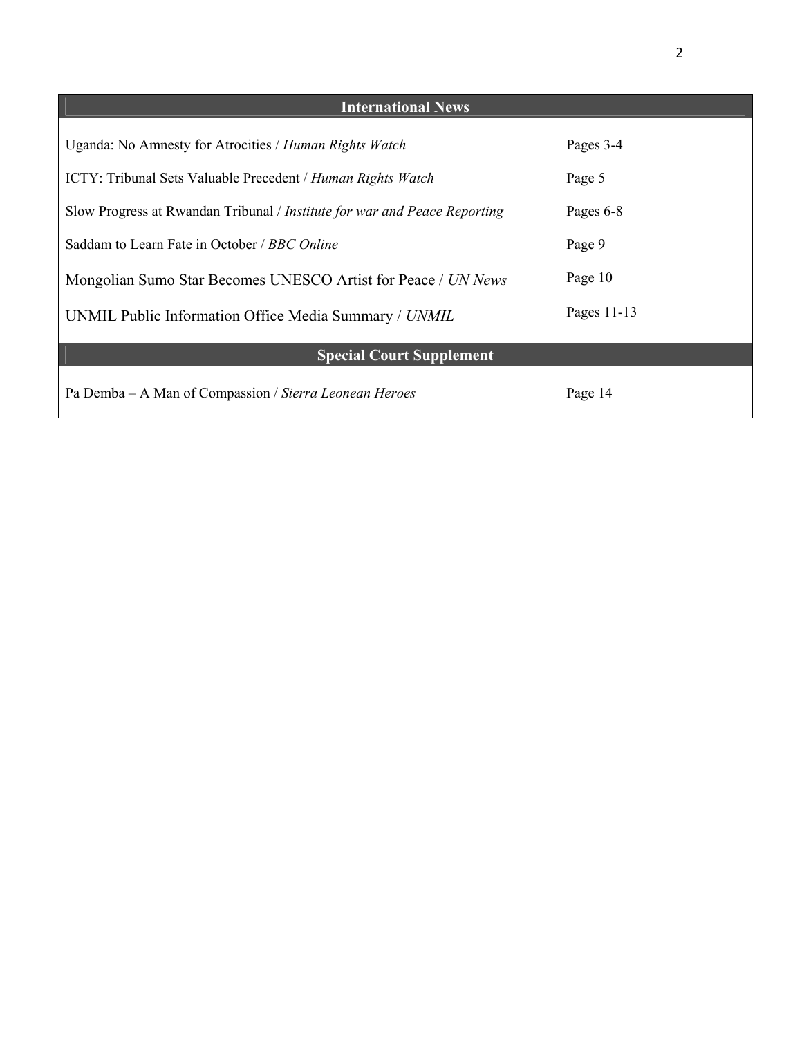| International News | |
|---|---|
| Uganda: No Amnesty for Atrocities / *Human Rights Watch* | Pages 3-4 |
| ICTY: Tribunal Sets Valuable Precedent / *Human Rights Watch* | Page 5 |
| Slow Progress at Rwandan Tribunal / *Institute for war and Peace Reporting* | Pages 6-8 |
| Saddam to Learn Fate in October / *BBC Online* | Page 9 |
| Mongolian Sumo Star Becomes UNESCO Artist for Peace / *UN News* | Page 10 |
| UNMIL Public Information Office Media Summary / *UNMIL* | Pages 11-13 |
| **Special Court Supplement** | |
| Pa Demba – A Man of Compassion / *Sierra Leonean Heroes* | Page 14 |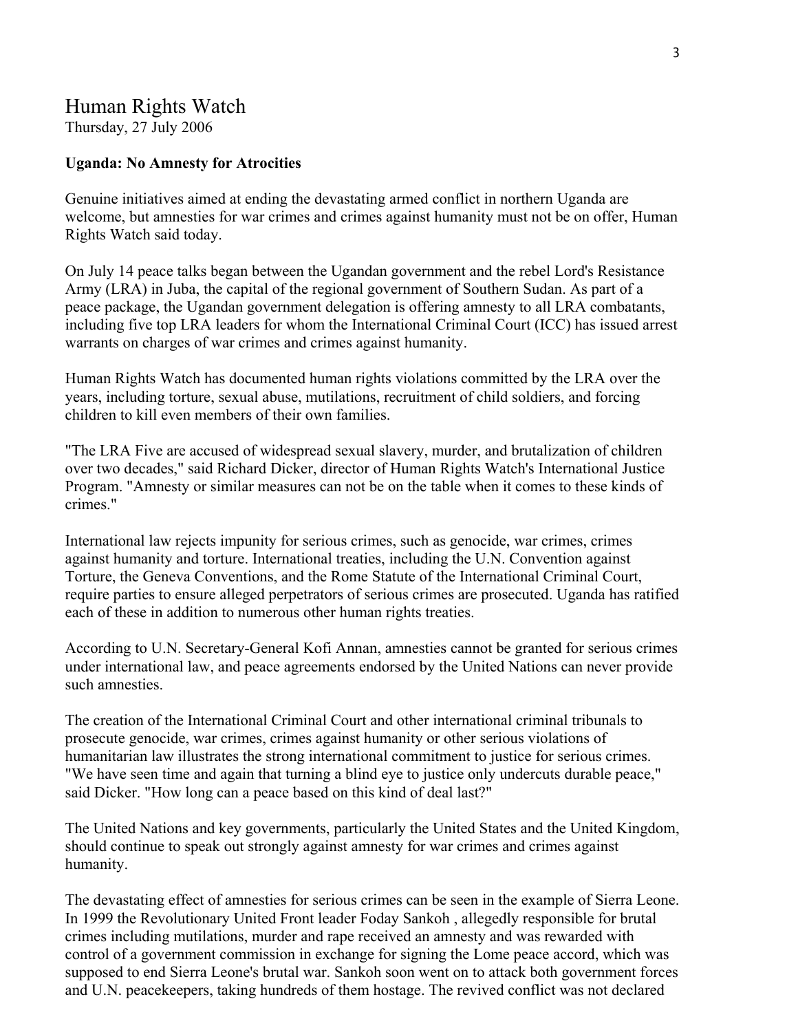# Human Rights Watch

Thursday, 27 July 2006

**Uganda: No Amnesty for Atrocities**

Genuine initiatives aimed at ending the devastating armed conflict in northern Uganda are welcome, but amnesties for war crimes and crimes against humanity must not be on offer, Human Rights Watch said today.

On July 14 peace talks began between the Ugandan government and the rebel Lord's Resistance Army (LRA) in Juba, the capital of the regional government of Southern Sudan. As part of a peace package, the Ugandan government delegation is offering amnesty to all LRA combatants, including five top LRA leaders for whom the International Criminal Court (ICC) has issued arrest warrants on charges of war crimes and crimes against humanity.

Human Rights Watch has documented human rights violations committed by the LRA over the years, including torture, sexual abuse, mutilations, recruitment of child soldiers, and forcing children to kill even members of their own families.

"The LRA Five are accused of widespread sexual slavery, murder, and brutalization of children over two decades," said Richard Dicker, director of Human Rights Watch's International Justice Program. "Amnesty or similar measures can not be on the table when it comes to these kinds of crimes."

International law rejects impunity for serious crimes, such as genocide, war crimes, crimes against humanity and torture. International treaties, including the U.N. Convention against Torture, the Geneva Conventions, and the Rome Statute of the International Criminal Court, require parties to ensure alleged perpetrators of serious crimes are prosecuted. Uganda has ratified each of these in addition to numerous other human rights treaties.

According to U.N. Secretary-General Kofi Annan, amnesties cannot be granted for serious crimes under international law, and peace agreements endorsed by the United Nations can never provide such amnesties.

The creation of the International Criminal Court and other international criminal tribunals to prosecute genocide, war crimes, crimes against humanity or other serious violations of humanitarian law illustrates the strong international commitment to justice for serious crimes. "We have seen time and again that turning a blind eye to justice only undercuts durable peace," said Dicker. "How long can a peace based on this kind of deal last?"

The United Nations and key governments, particularly the United States and the United Kingdom, should continue to speak out strongly against amnesty for war crimes and crimes against humanity.

The devastating effect of amnesties for serious crimes can be seen in the example of Sierra Leone. In 1999 the Revolutionary United Front leader Foday Sankoh , allegedly responsible for brutal crimes including mutilations, murder and rape received an amnesty and was rewarded with control of a government commission in exchange for signing the Lome peace accord, which was supposed to end Sierra Leone's brutal war. Sankoh soon went on to attack both government forces and U.N. peacekeepers, taking hundreds of them hostage. The revived conflict was not declared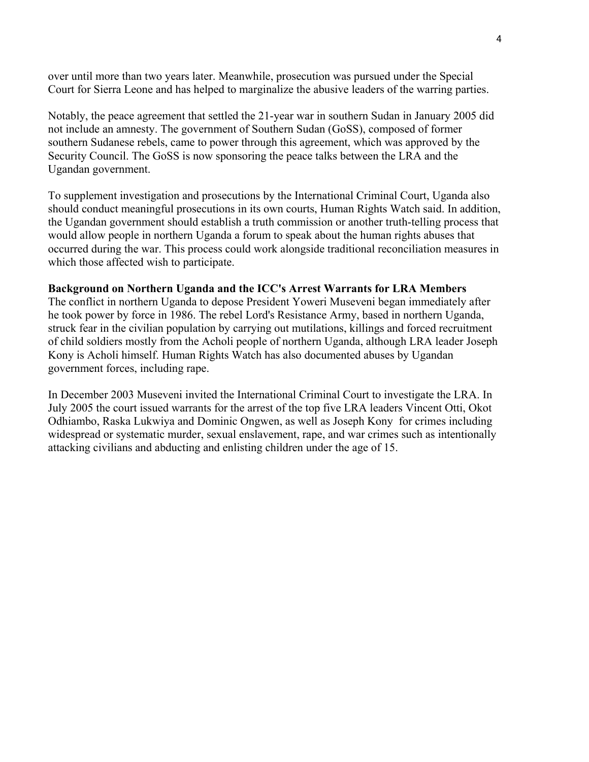over until more than two years later. Meanwhile, prosecution was pursued under the Special Court for Sierra Leone and has helped to marginalize the abusive leaders of the warring parties.

Notably, the peace agreement that settled the 21-year war in southern Sudan in January 2005 did not include an amnesty. The government of Southern Sudan (GoSS), composed of former southern Sudanese rebels, came to power through this agreement, which was approved by the Security Council. The GoSS is now sponsoring the peace talks between the LRA and the Ugandan government.

To supplement investigation and prosecutions by the International Criminal Court, Uganda also should conduct meaningful prosecutions in its own courts, Human Rights Watch said. In addition, the Ugandan government should establish a truth commission or another truth-telling process that would allow people in northern Uganda a forum to speak about the human rights abuses that occurred during the war. This process could work alongside traditional reconciliation measures in which those affected wish to participate.

**Background on Northern Uganda and the ICC's Arrest Warrants for LRA Members**

The conflict in northern Uganda to depose President Yoweri Museveni began immediately after he took power by force in 1986. The rebel Lord's Resistance Army, based in northern Uganda, struck fear in the civilian population by carrying out mutilations, killings and forced recruitment of child soldiers mostly from the Acholi people of northern Uganda, although LRA leader Joseph Kony is Acholi himself. Human Rights Watch has also documented abuses by Ugandan government forces, including rape.

In December 2003 Museveni invited the International Criminal Court to investigate the LRA. In July 2005 the court issued warrants for the arrest of the top five LRA leaders Vincent Otti, Okot Odhiambo, Raska Lukwiya and Dominic Ongwen, as well as Joseph Kony for crimes including widespread or systematic murder, sexual enslavement, rape, and war crimes such as intentionally attacking civilians and abducting and enlisting children under the age of 15.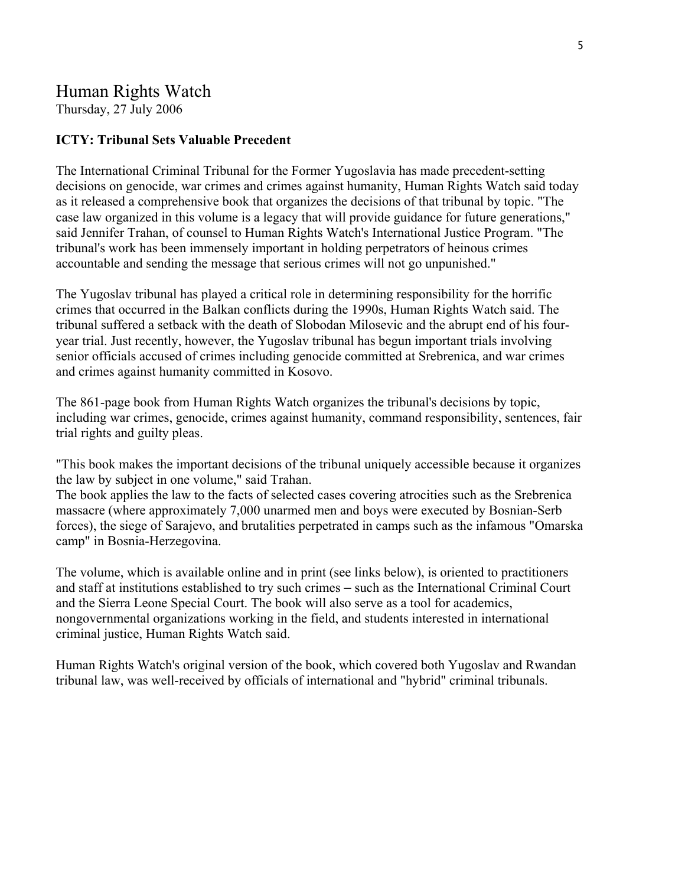# Human Rights Watch

Thursday, 27 July 2006

**ICTY: Tribunal Sets Valuable Precedent**

The International Criminal Tribunal for the Former Yugoslavia has made precedent-setting decisions on genocide, war crimes and crimes against humanity, Human Rights Watch said today as it released a comprehensive book that organizes the decisions of that tribunal by topic. "The case law organized in this volume is a legacy that will provide guidance for future generations," said Jennifer Trahan, of counsel to Human Rights Watch's International Justice Program. "The tribunal's work has been immensely important in holding perpetrators of heinous crimes accountable and sending the message that serious crimes will not go unpunished."

The Yugoslav tribunal has played a critical role in determining responsibility for the horrific crimes that occurred in the Balkan conflicts during the 1990s, Human Rights Watch said. The tribunal suffered a setback with the death of Slobodan Milosevic and the abrupt end of his four-year trial. Just recently, however, the Yugoslav tribunal has begun important trials involving senior officials accused of crimes including genocide committed at Srebrenica, and war crimes and crimes against humanity committed in Kosovo.

The 861-page book from Human Rights Watch organizes the tribunal's decisions by topic, including war crimes, genocide, crimes against humanity, command responsibility, sentences, fair trial rights and guilty pleas.

"This book makes the important decisions of the tribunal uniquely accessible because it organizes the law by subject in one volume," said Trahan.

The book applies the law to the facts of selected cases covering atrocities such as the Srebrenica massacre (where approximately 7,000 unarmed men and boys were executed by Bosnian-Serb forces), the siege of Sarajevo, and brutalities perpetrated in camps such as the infamous "Omarska camp" in Bosnia-Herzegovina.

The volume, which is available online and in print (see links below), is oriented to practitioners and staff at institutions established to try such crimes – such as the International Criminal Court and the Sierra Leone Special Court. The book will also serve as a tool for academics, nongovernmental organizations working in the field, and students interested in international criminal justice, Human Rights Watch said.

Human Rights Watch's original version of the book, which covered both Yugoslav and Rwandan tribunal law, was well-received by officials of international and "hybrid" criminal tribunals.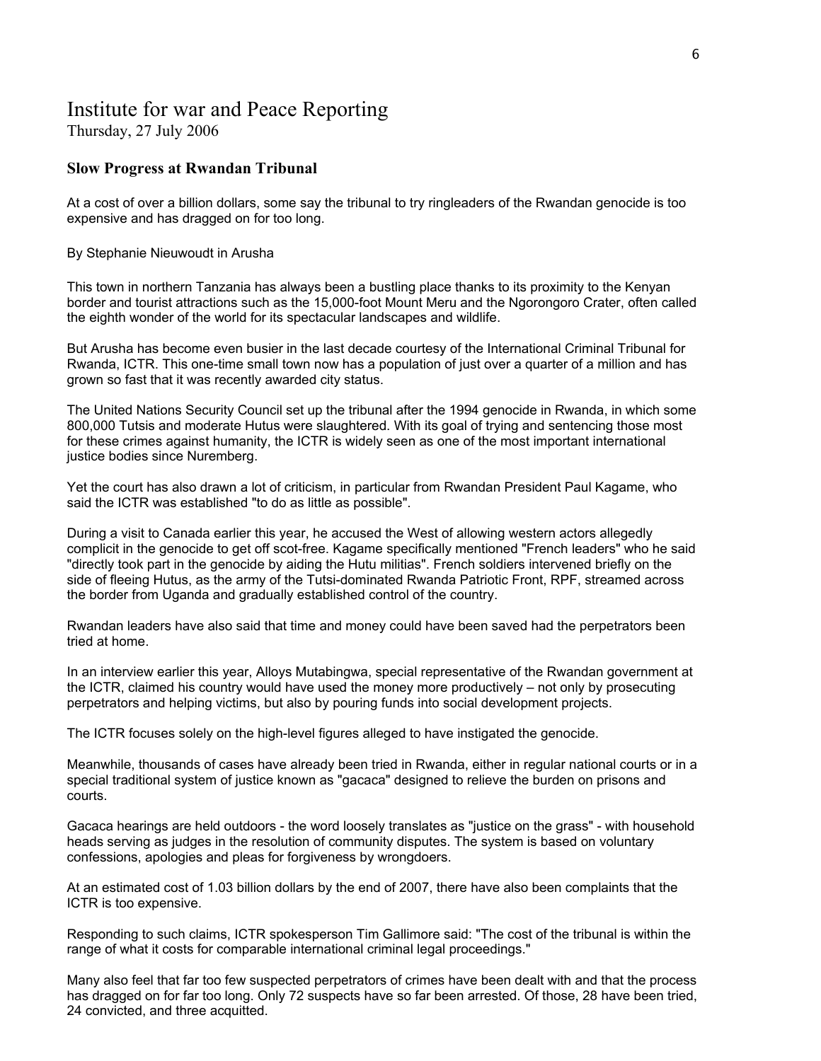# Institute for war and Peace Reporting

Thursday, 27 July 2006

## Slow Progress at Rwandan Tribunal

At a cost of over a billion dollars, some say the tribunal to try ringleaders of the Rwandan genocide is too expensive and has dragged on for too long.

By Stephanie Nieuwoudt in Arusha

This town in northern Tanzania has always been a bustling place thanks to its proximity to the Kenyan border and tourist attractions such as the 15,000-foot Mount Meru and the Ngorongoro Crater, often called the eighth wonder of the world for its spectacular landscapes and wildlife.

But Arusha has become even busier in the last decade courtesy of the International Criminal Tribunal for Rwanda, ICTR. This one-time small town now has a population of just over a quarter of a million and has grown so fast that it was recently awarded city status.

The United Nations Security Council set up the tribunal after the 1994 genocide in Rwanda, in which some 800,000 Tutsis and moderate Hutus were slaughtered. With its goal of trying and sentencing those most for these crimes against humanity, the ICTR is widely seen as one of the most important international justice bodies since Nuremberg.

Yet the court has also drawn a lot of criticism, in particular from Rwandan President Paul Kagame, who said the ICTR was established "to do as little as possible".

During a visit to Canada earlier this year, he accused the West of allowing western actors allegedly complicit in the genocide to get off scot-free. Kagame specifically mentioned "French leaders" who he said "directly took part in the genocide by aiding the Hutu militias". French soldiers intervened briefly on the side of fleeing Hutus, as the army of the Tutsi-dominated Rwanda Patriotic Front, RPF, streamed across the border from Uganda and gradually established control of the country.

Rwandan leaders have also said that time and money could have been saved had the perpetrators been tried at home.

In an interview earlier this year, Alloys Mutabingwa, special representative of the Rwandan government at the ICTR, claimed his country would have used the money more productively – not only by prosecuting perpetrators and helping victims, but also by pouring funds into social development projects.

The ICTR focuses solely on the high-level figures alleged to have instigated the genocide.

Meanwhile, thousands of cases have already been tried in Rwanda, either in regular national courts or in a special traditional system of justice known as "gacaca" designed to relieve the burden on prisons and courts.

Gacaca hearings are held outdoors - the word loosely translates as "justice on the grass" - with household heads serving as judges in the resolution of community disputes. The system is based on voluntary confessions, apologies and pleas for forgiveness by wrongdoers.

At an estimated cost of 1.03 billion dollars by the end of 2007, there have also been complaints that the ICTR is too expensive.

Responding to such claims, ICTR spokesperson Tim Gallimore said: "The cost of the tribunal is within the range of what it costs for comparable international criminal legal proceedings."

Many also feel that far too few suspected perpetrators of crimes have been dealt with and that the process has dragged on for far too long. Only 72 suspects have so far been arrested. Of those, 28 have been tried, 24 convicted, and three acquitted.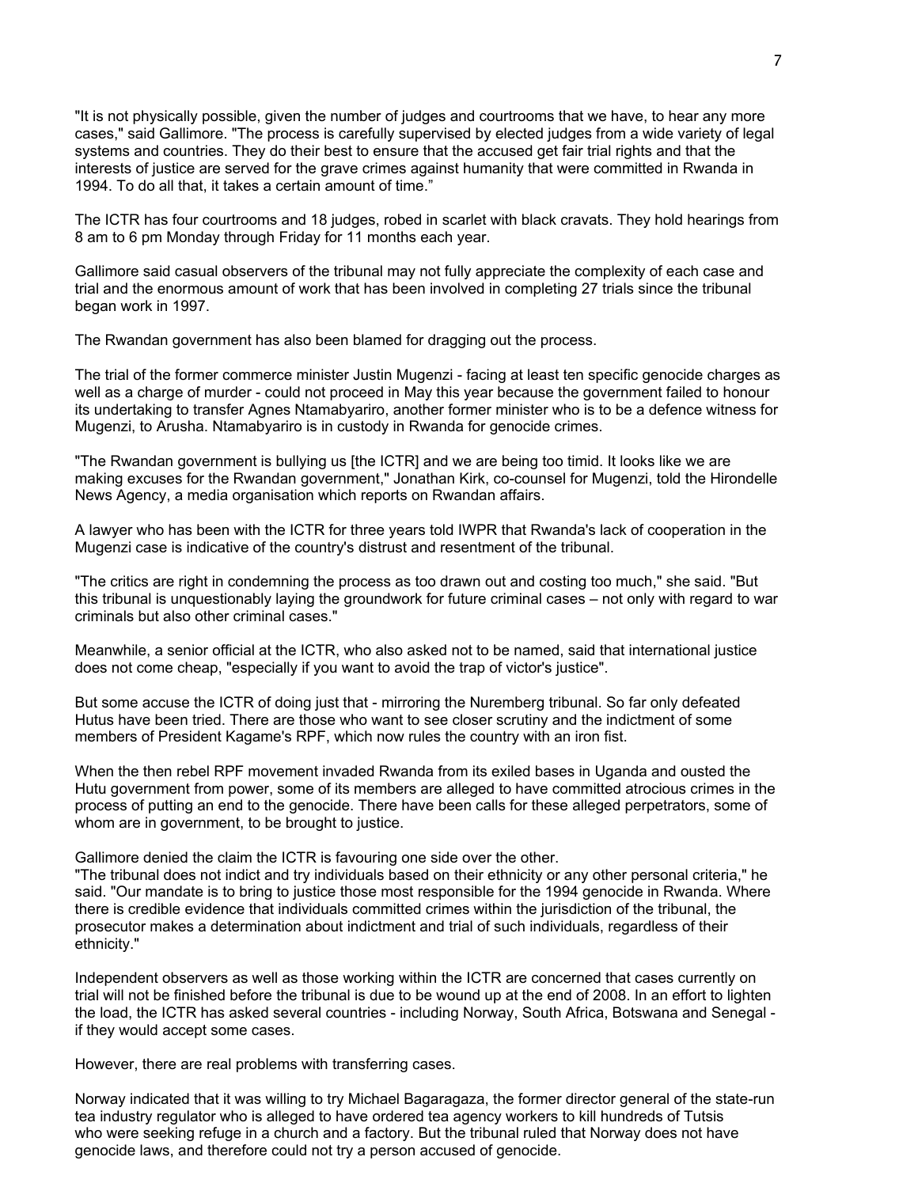"It is not physically possible, given the number of judges and courtrooms that we have, to hear any more cases," said Gallimore. "The process is carefully supervised by elected judges from a wide variety of legal systems and countries. They do their best to ensure that the accused get fair trial rights and that the interests of justice are served for the grave crimes against humanity that were committed in Rwanda in 1994. To do all that, it takes a certain amount of time."

The ICTR has four courtrooms and 18 judges, robed in scarlet with black cravats. They hold hearings from 8 am to 6 pm Monday through Friday for 11 months each year.

Gallimore said casual observers of the tribunal may not fully appreciate the complexity of each case and trial and the enormous amount of work that has been involved in completing 27 trials since the tribunal began work in 1997.

The Rwandan government has also been blamed for dragging out the process.

The trial of the former commerce minister Justin Mugenzi - facing at least ten specific genocide charges as well as a charge of murder - could not proceed in May this year because the government failed to honour its undertaking to transfer Agnes Ntamabyariro, another former minister who is to be a defence witness for Mugenzi, to Arusha. Ntamabyariro is in custody in Rwanda for genocide crimes.

"The Rwandan government is bullying us [the ICTR] and we are being too timid. It looks like we are making excuses for the Rwandan government," Jonathan Kirk, co-counsel for Mugenzi, told the Hirondelle News Agency, a media organisation which reports on Rwandan affairs.

A lawyer who has been with the ICTR for three years told IWPR that Rwanda's lack of cooperation in the Mugenzi case is indicative of the country's distrust and resentment of the tribunal.

"The critics are right in condemning the process as too drawn out and costing too much," she said. "But this tribunal is unquestionably laying the groundwork for future criminal cases – not only with regard to war criminals but also other criminal cases."

Meanwhile, a senior official at the ICTR, who also asked not to be named, said that international justice does not come cheap, "especially if you want to avoid the trap of victor's justice".

But some accuse the ICTR of doing just that - mirroring the Nuremberg tribunal. So far only defeated Hutus have been tried. There are those who want to see closer scrutiny and the indictment of some members of President Kagame's RPF, which now rules the country with an iron fist.

When the then rebel RPF movement invaded Rwanda from its exiled bases in Uganda and ousted the Hutu government from power, some of its members are alleged to have committed atrocious crimes in the process of putting an end to the genocide. There have been calls for these alleged perpetrators, some of whom are in government, to be brought to justice.

Gallimore denied the claim the ICTR is favouring one side over the other.
"The tribunal does not indict and try individuals based on their ethnicity or any other personal criteria," he said. "Our mandate is to bring to justice those most responsible for the 1994 genocide in Rwanda. Where there is credible evidence that individuals committed crimes within the jurisdiction of the tribunal, the prosecutor makes a determination about indictment and trial of such individuals, regardless of their ethnicity."

Independent observers as well as those working within the ICTR are concerned that cases currently on trial will not be finished before the tribunal is due to be wound up at the end of 2008. In an effort to lighten the load, the ICTR has asked several countries - including Norway, South Africa, Botswana and Senegal - if they would accept some cases.

However, there are real problems with transferring cases.

Norway indicated that it was willing to try Michael Bagaragaza, the former director general of the state-run tea industry regulator who is alleged to have ordered tea agency workers to kill hundreds of Tutsis who were seeking refuge in a church and a factory. But the tribunal ruled that Norway does not have genocide laws, and therefore could not try a person accused of genocide.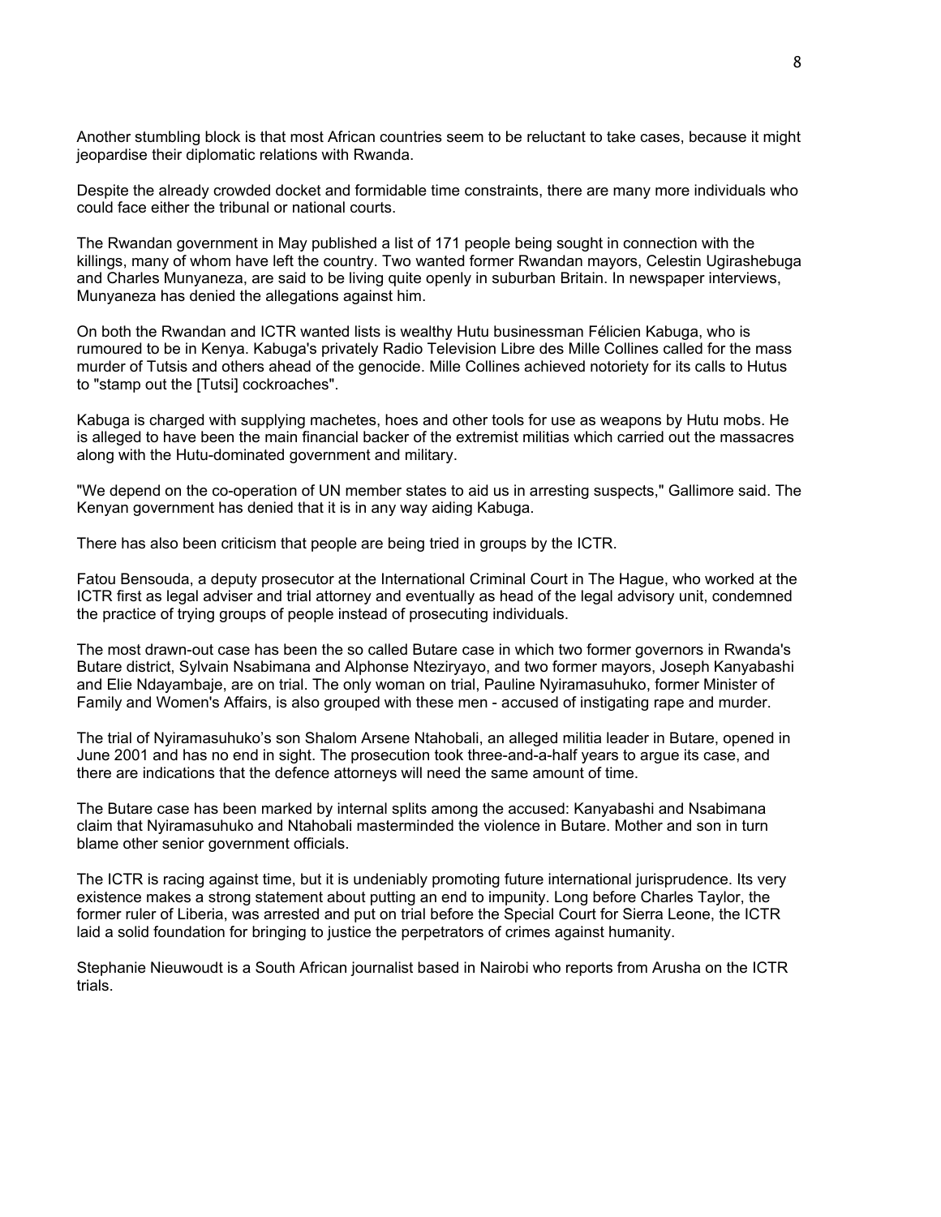Another stumbling block is that most African countries seem to be reluctant to take cases, because it might jeopardise their diplomatic relations with Rwanda.

Despite the already crowded docket and formidable time constraints, there are many more individuals who could face either the tribunal or national courts.

The Rwandan government in May published a list of 171 people being sought in connection with the killings, many of whom have left the country. Two wanted former Rwandan mayors, Celestin Ugirashebuga and Charles Munyaneza, are said to be living quite openly in suburban Britain. In newspaper interviews, Munyaneza has denied the allegations against him.

On both the Rwandan and ICTR wanted lists is wealthy Hutu businessman Félicien Kabuga, who is rumoured to be in Kenya. Kabuga's privately Radio Television Libre des Mille Collines called for the mass murder of Tutsis and others ahead of the genocide. Mille Collines achieved notoriety for its calls to Hutus to "stamp out the [Tutsi] cockroaches".

Kabuga is charged with supplying machetes, hoes and other tools for use as weapons by Hutu mobs. He is alleged to have been the main financial backer of the extremist militias which carried out the massacres along with the Hutu-dominated government and military.

"We depend on the co-operation of UN member states to aid us in arresting suspects," Gallimore said. The Kenyan government has denied that it is in any way aiding Kabuga.

There has also been criticism that people are being tried in groups by the ICTR.

Fatou Bensouda, a deputy prosecutor at the International Criminal Court in The Hague, who worked at the ICTR first as legal adviser and trial attorney and eventually as head of the legal advisory unit, condemned the practice of trying groups of people instead of prosecuting individuals.

The most drawn-out case has been the so called Butare case in which two former governors in Rwanda's Butare district, Sylvain Nsabimana and Alphonse Nteziryayo, and two former mayors, Joseph Kanyabashi and Elie Ndayambaje, are on trial. The only woman on trial, Pauline Nyiramasuhuko, former Minister of Family and Women's Affairs, is also grouped with these men - accused of instigating rape and murder.

The trial of Nyiramasuhuko's son Shalom Arsene Ntahobali, an alleged militia leader in Butare, opened in June 2001 and has no end in sight. The prosecution took three-and-a-half years to argue its case, and there are indications that the defence attorneys will need the same amount of time.

The Butare case has been marked by internal splits among the accused: Kanyabashi and Nsabimana claim that Nyiramasuhuko and Ntahobali masterminded the violence in Butare. Mother and son in turn blame other senior government officials.

The ICTR is racing against time, but it is undeniably promoting future international jurisprudence. Its very existence makes a strong statement about putting an end to impunity. Long before Charles Taylor, the former ruler of Liberia, was arrested and put on trial before the Special Court for Sierra Leone, the ICTR laid a solid foundation for bringing to justice the perpetrators of crimes against humanity.

Stephanie Nieuwoudt is a South African journalist based in Nairobi who reports from Arusha on the ICTR trials.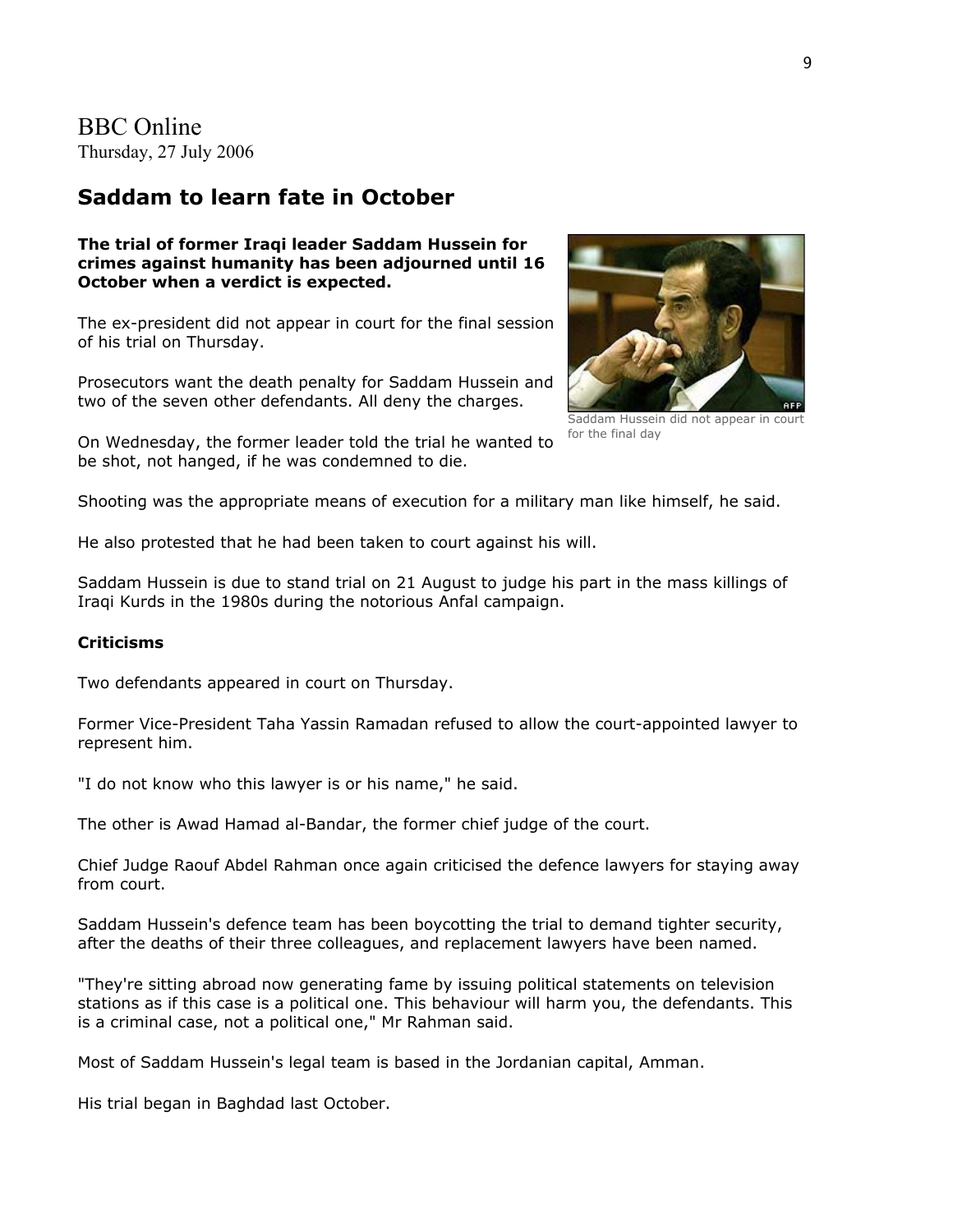BBC Online
Thursday, 27 July 2006

## Saddam to learn fate in October

**The trial of former Iraqi leader Saddam Hussein for crimes against humanity has been adjourned until 16 October when a verdict is expected.**

The ex-president did not appear in court for the final session of his trial on Thursday.

Prosecutors want the death penalty for Saddam Hussein and two of the seven other defendants. All deny the charges.

Saddam Hussein did not appear in court for the final day

On Wednesday, the former leader told the trial he wanted to be shot, not hanged, if he was condemned to die.

Shooting was the appropriate means of execution for a military man like himself, he said.

He also protested that he had been taken to court against his will.

Saddam Hussein is due to stand trial on 21 August to judge his part in the mass killings of Iraqi Kurds in the 1980s during the notorious Anfal campaign.

**Criticisms**

Two defendants appeared in court on Thursday.

Former Vice-President Taha Yassin Ramadan refused to allow the court-appointed lawyer to represent him.

"I do not know who this lawyer is or his name," he said.

The other is Awad Hamad al-Bandar, the former chief judge of the court.

Chief Judge Raouf Abdel Rahman once again criticised the defence lawyers for staying away from court.

Saddam Hussein's defence team has been boycotting the trial to demand tighter security, after the deaths of their three colleagues, and replacement lawyers have been named.

"They're sitting abroad now generating fame by issuing political statements on television stations as if this case is a political one. This behaviour will harm you, the defendants. This is a criminal case, not a political one," Mr Rahman said.

Most of Saddam Hussein's legal team is based in the Jordanian capital, Amman.

His trial began in Baghdad last October.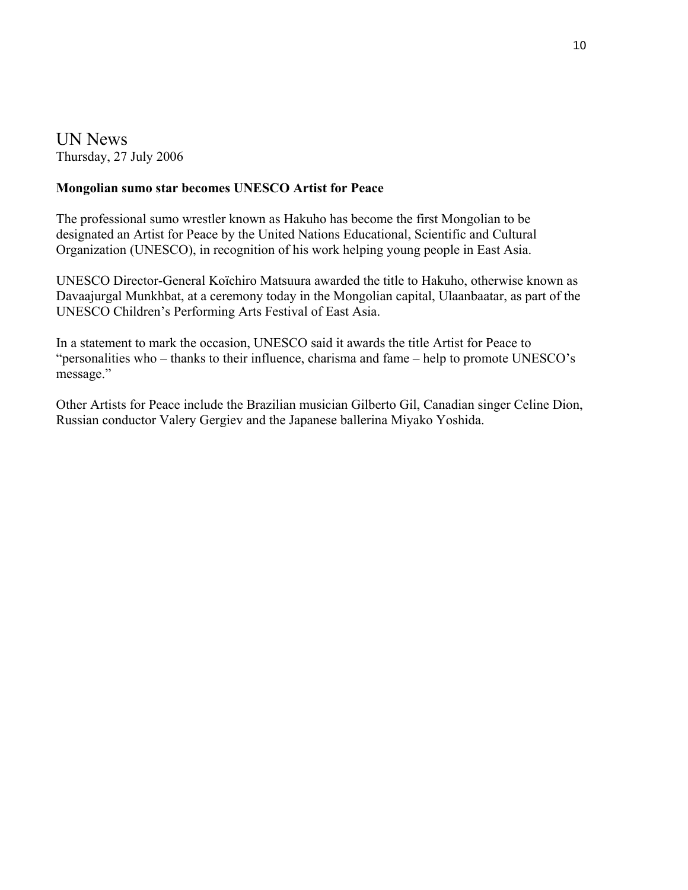UN News
Thursday, 27 July 2006

**Mongolian sumo star becomes UNESCO Artist for Peace**

The professional sumo wrestler known as Hakuho has become the first Mongolian to be designated an Artist for Peace by the United Nations Educational, Scientific and Cultural Organization (UNESCO), in recognition of his work helping young people in East Asia.

UNESCO Director-General Koïchiro Matsuura awarded the title to Hakuho, otherwise known as Davaajurgal Munkhbat, at a ceremony today in the Mongolian capital, Ulaanbaatar, as part of the UNESCO Children's Performing Arts Festival of East Asia.

In a statement to mark the occasion, UNESCO said it awards the title Artist for Peace to "personalities who – thanks to their influence, charisma and fame – help to promote UNESCO's message."

Other Artists for Peace include the Brazilian musician Gilberto Gil, Canadian singer Celine Dion, Russian conductor Valery Gergiev and the Japanese ballerina Miyako Yoshida.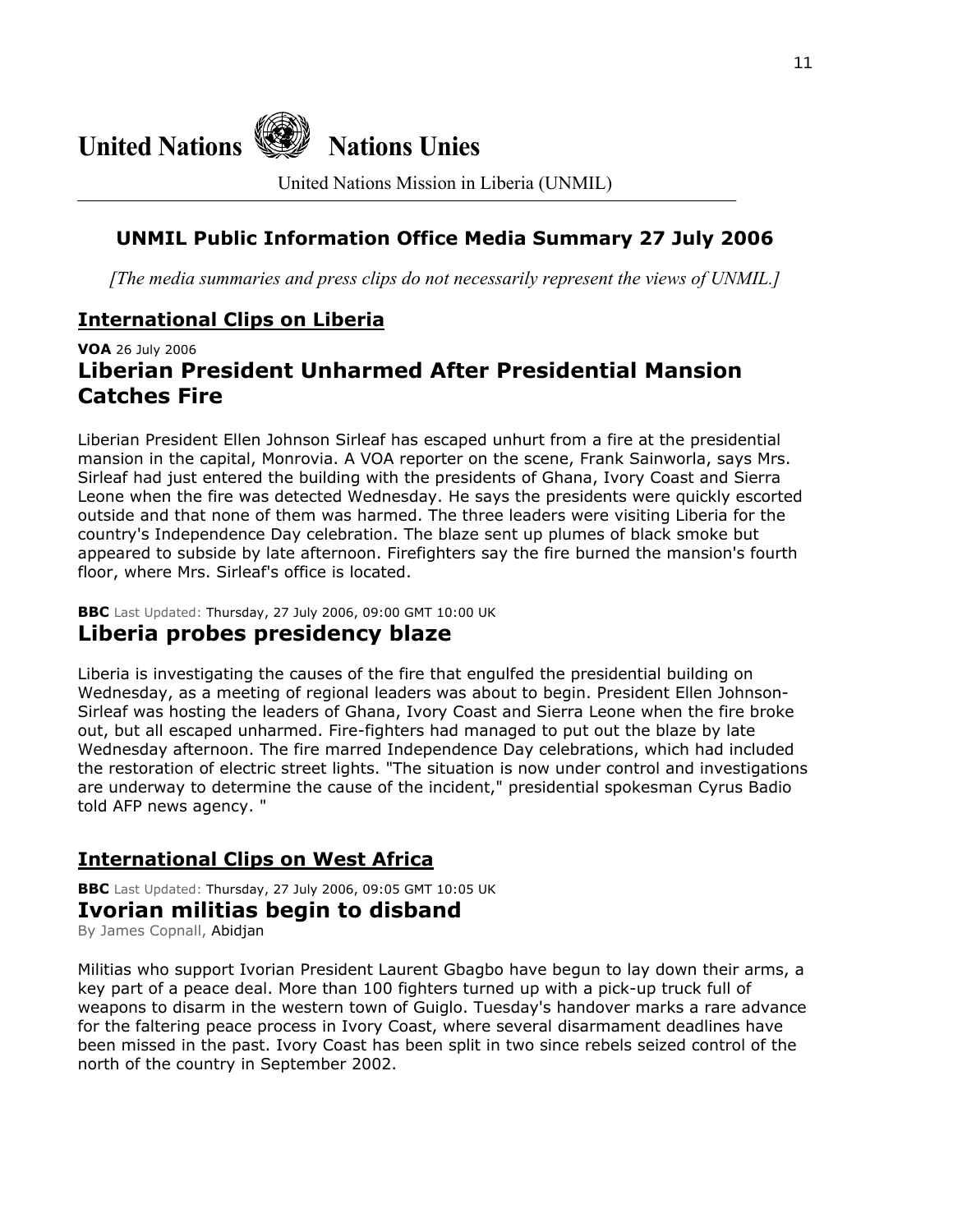# United Nations Nations Unies

United Nations Mission in Liberia (UNMIL)

## UNMIL Public Information Office Media Summary 27 July 2006

*[The media summaries and press clips do not necessarily represent the views of UNMIL.]*

## International Clips on Liberia

**VOA** 26 July 2006

### Liberian President Unharmed After Presidential Mansion Catches Fire

Liberian President Ellen Johnson Sirleaf has escaped unhurt from a fire at the presidential mansion in the capital, Monrovia. A VOA reporter on the scene, Frank Sainworla, says Mrs. Sirleaf had just entered the building with the presidents of Ghana, Ivory Coast and Sierra Leone when the fire was detected Wednesday. He says the presidents were quickly escorted outside and that none of them was harmed. The three leaders were visiting Liberia for the country's Independence Day celebration. The blaze sent up plumes of black smoke but appeared to subside by late afternoon. Firefighters say the fire burned the mansion's fourth floor, where Mrs. Sirleaf's office is located.

**BBC** Last Updated: Thursday, 27 July 2006, 09:00 GMT 10:00 UK

### Liberia probes presidency blaze

Liberia is investigating the causes of the fire that engulfed the presidential building on Wednesday, as a meeting of regional leaders was about to begin. President Ellen Johnson-Sirleaf was hosting the leaders of Ghana, Ivory Coast and Sierra Leone when the fire broke out, but all escaped unharmed. Fire-fighters had managed to put out the blaze by late Wednesday afternoon. The fire marred Independence Day celebrations, which had included the restoration of electric street lights. "The situation is now under control and investigations are underway to determine the cause of the incident," presidential spokesman Cyrus Badio told AFP news agency. "

## International Clips on West Africa

**BBC** Last Updated: Thursday, 27 July 2006, 09:05 GMT 10:05 UK

### Ivorian militias begin to disband

By James Copnall, Abidjan

Militias who support Ivorian President Laurent Gbagbo have begun to lay down their arms, a key part of a peace deal. More than 100 fighters turned up with a pick-up truck full of weapons to disarm in the western town of Guiglo. Tuesday's handover marks a rare advance for the faltering peace process in Ivory Coast, where several disarmament deadlines have been missed in the past. Ivory Coast has been split in two since rebels seized control of the north of the country in September 2002.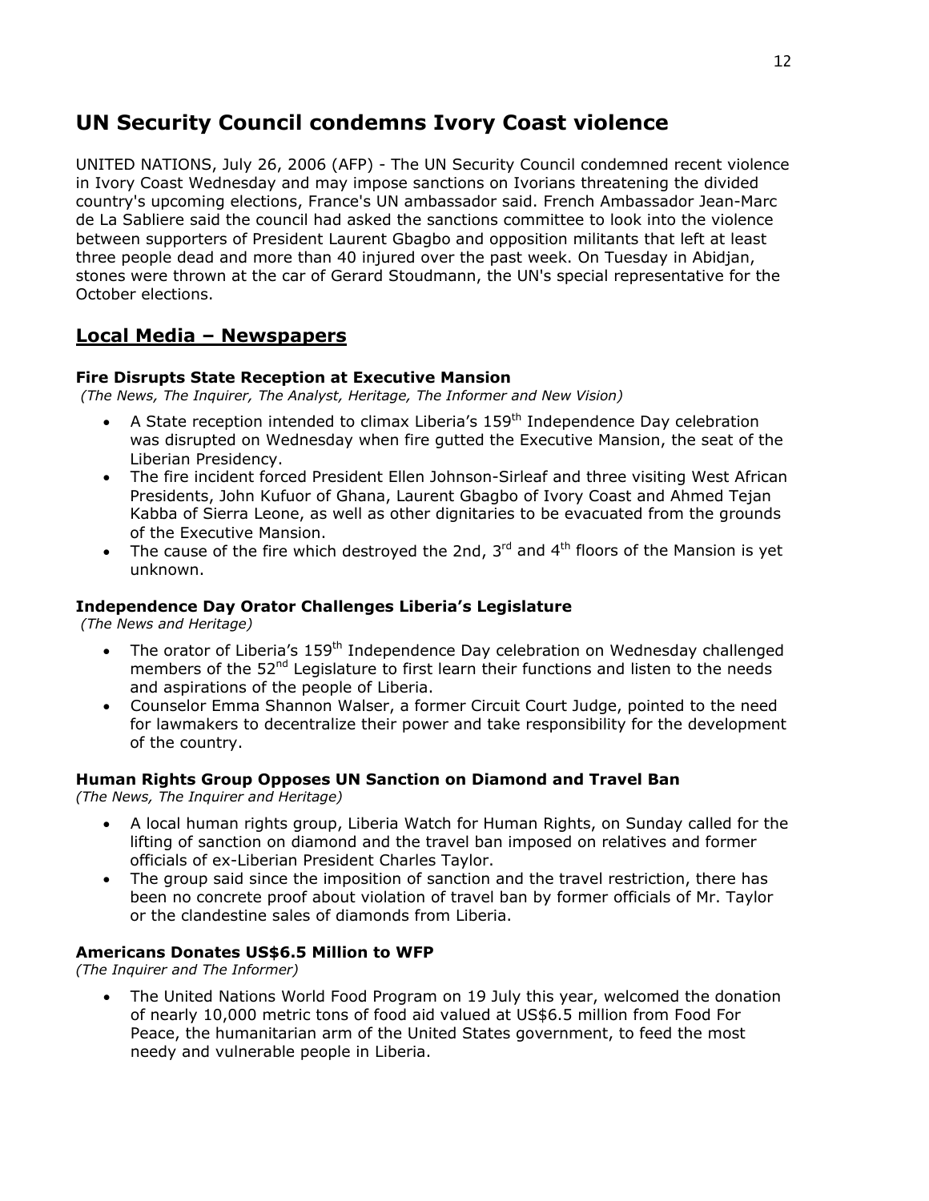## UN Security Council condemns Ivory Coast violence

UNITED NATIONS, July 26, 2006 (AFP) - The UN Security Council condemned recent violence in Ivory Coast Wednesday and may impose sanctions on Ivorians threatening the divided country's upcoming elections, France's UN ambassador said. French Ambassador Jean-Marc de La Sabliere said the council had asked the sanctions committee to look into the violence between supporters of President Laurent Gbagbo and opposition militants that left at least three people dead and more than 40 injured over the past week. On Tuesday in Abidjan, stones were thrown at the car of Gerard Stoudmann, the UN's special representative for the October elections.

## Local Media – Newspapers

### Fire Disrupts State Reception at Executive Mansion

*(The News, The Inquirer, The Analyst, Heritage, The Informer and New Vision)*

- A State reception intended to climax Liberia's 159th Independence Day celebration was disrupted on Wednesday when fire gutted the Executive Mansion, the seat of the Liberian Presidency.
- The fire incident forced President Ellen Johnson-Sirleaf and three visiting West African Presidents, John Kufuor of Ghana, Laurent Gbagbo of Ivory Coast and Ahmed Tejan Kabba of Sierra Leone, as well as other dignitaries to be evacuated from the grounds of the Executive Mansion.
- The cause of the fire which destroyed the 2nd, 3rd and 4th floors of the Mansion is yet unknown.

### Independence Day Orator Challenges Liberia's Legislature

*(The News and Heritage)*

- The orator of Liberia's 159th Independence Day celebration on Wednesday challenged members of the 52nd Legislature to first learn their functions and listen to the needs and aspirations of the people of Liberia.
- Counselor Emma Shannon Walser, a former Circuit Court Judge, pointed to the need for lawmakers to decentralize their power and take responsibility for the development of the country.

### Human Rights Group Opposes UN Sanction on Diamond and Travel Ban

*(The News, The Inquirer and Heritage)*

- A local human rights group, Liberia Watch for Human Rights, on Sunday called for the lifting of sanction on diamond and the travel ban imposed on relatives and former officials of ex-Liberian President Charles Taylor.
- The group said since the imposition of sanction and the travel restriction, there has been no concrete proof about violation of travel ban by former officials of Mr. Taylor or the clandestine sales of diamonds from Liberia.

### Americans Donates US$6.5 Million to WFP

*(The Inquirer and The Informer)*

- The United Nations World Food Program on 19 July this year, welcomed the donation of nearly 10,000 metric tons of food aid valued at US$6.5 million from Food For Peace, the humanitarian arm of the United States government, to feed the most needy and vulnerable people in Liberia.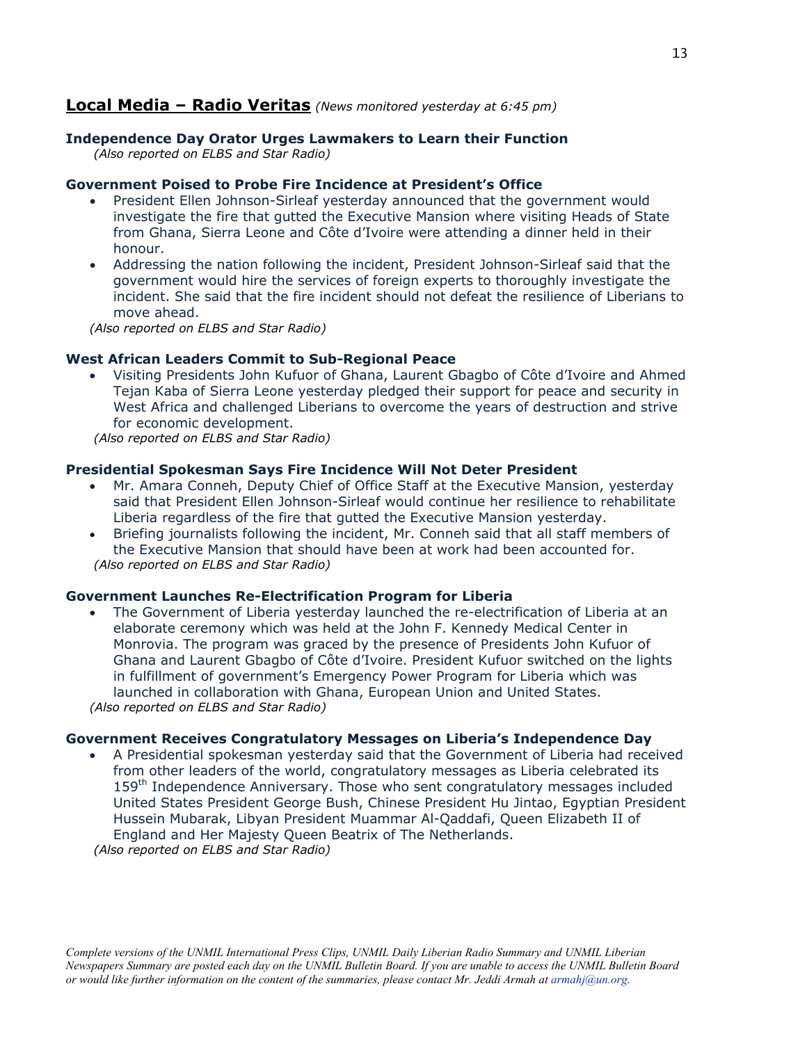## Local Media – Radio Veritas *(News monitored yesterday at 6:45 pm)*

**Independence Day Orator Urges Lawmakers to Learn their Function**
*(Also reported on ELBS and Star Radio)*

**Government Poised to Probe Fire Incidence at President's Office**

- President Ellen Johnson-Sirleaf yesterday announced that the government would investigate the fire that gutted the Executive Mansion where visiting Heads of State from Ghana, Sierra Leone and Côte d'Ivoire were attending a dinner held in their honour.
- Addressing the nation following the incident, President Johnson-Sirleaf said that the government would hire the services of foreign experts to thoroughly investigate the incident. She said that the fire incident should not defeat the resilience of Liberians to move ahead.

*(Also reported on ELBS and Star Radio)*

**West African Leaders Commit to Sub-Regional Peace**

- Visiting Presidents John Kufuor of Ghana, Laurent Gbagbo of Côte d'Ivoire and Ahmed Tejan Kaba of Sierra Leone yesterday pledged their support for peace and security in West Africa and challenged Liberians to overcome the years of destruction and strive for economic development.

*(Also reported on ELBS and Star Radio)*

**Presidential Spokesman Says Fire Incidence Will Not Deter President**

- Mr. Amara Conneh, Deputy Chief of Office Staff at the Executive Mansion, yesterday said that President Ellen Johnson-Sirleaf would continue her resilience to rehabilitate Liberia regardless of the fire that gutted the Executive Mansion yesterday.
- Briefing journalists following the incident, Mr. Conneh said that all staff members of the Executive Mansion that should have been at work had been accounted for.

*(Also reported on ELBS and Star Radio)*

**Government Launches Re-Electrification Program for Liberia**

- The Government of Liberia yesterday launched the re-electrification of Liberia at an elaborate ceremony which was held at the John F. Kennedy Medical Center in Monrovia. The program was graced by the presence of Presidents John Kufuor of Ghana and Laurent Gbagbo of Côte d'Ivoire. President Kufuor switched on the lights in fulfillment of government's Emergency Power Program for Liberia which was launched in collaboration with Ghana, European Union and United States.

*(Also reported on ELBS and Star Radio)*

**Government Receives Congratulatory Messages on Liberia's Independence Day**

- A Presidential spokesman yesterday said that the Government of Liberia had received from other leaders of the world, congratulatory messages as Liberia celebrated its 159th Independence Anniversary. Those who sent congratulatory messages included United States President George Bush, Chinese President Hu Jintao, Egyptian President Hussein Mubarak, Libyan President Muammar Al-Qaddafi, Queen Elizabeth II of England and Her Majesty Queen Beatrix of The Netherlands.

*(Also reported on ELBS and Star Radio)*

*Complete versions of the UNMIL International Press Clips, UNMIL Daily Liberian Radio Summary and UNMIL Liberian Newspapers Summary are posted each day on the UNMIL Bulletin Board. If you are unable to access the UNMIL Bulletin Board or would like further information on the content of the summaries, please contact Mr. Jeddi Armah at armahj@un.org.*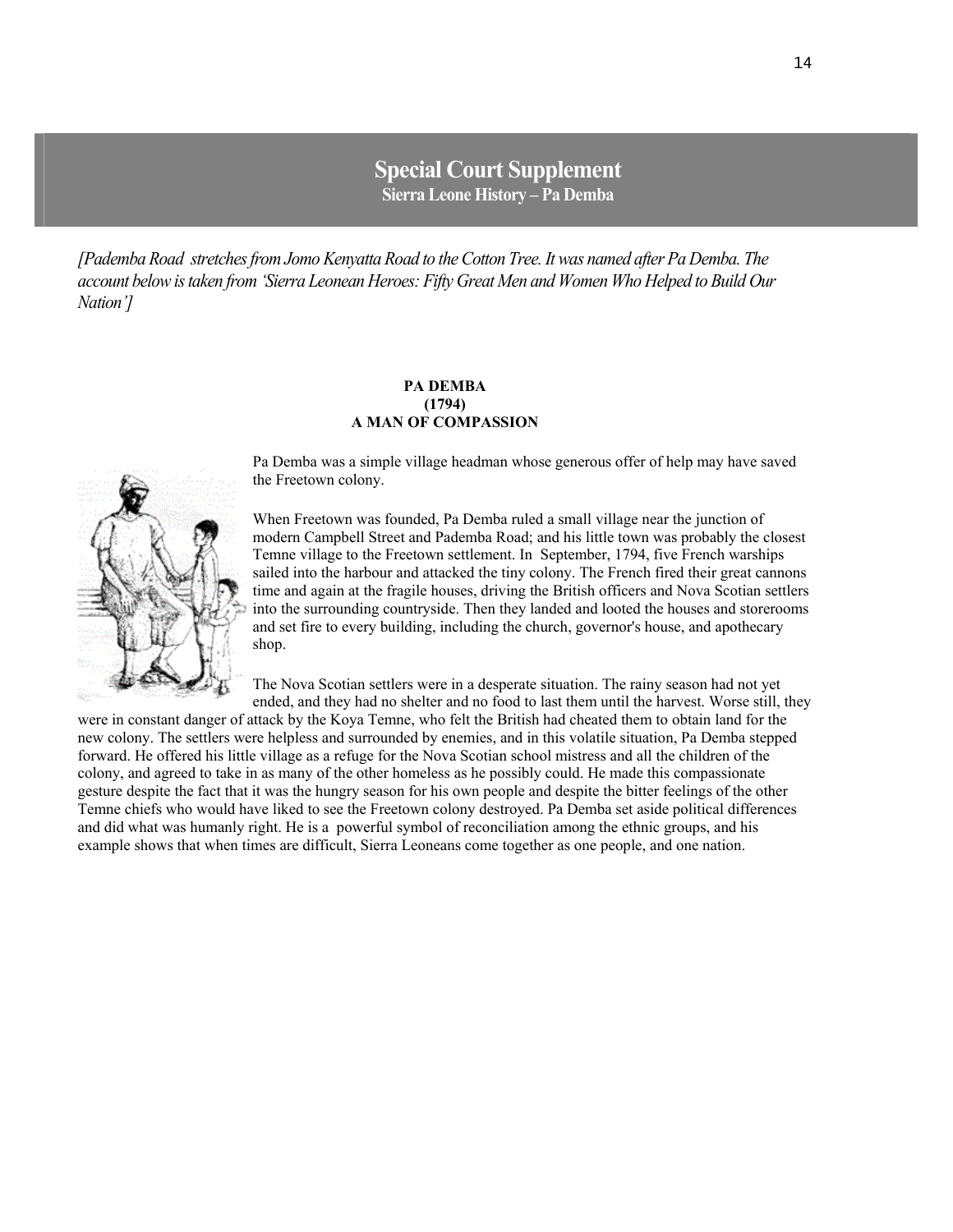## Special Court Supplement

### Sierra Leone History – Pa Demba

*[Pademba Road stretches from Jomo Kenyatta Road to the Cotton Tree. It was named after Pa Demba. The account below is taken from 'Sierra Leonean Heroes: Fifty Great Men and Women Who Helped to Build Our Nation']*

**PA DEMBA**
**(1794)**
**A MAN OF COMPASSION**

Pa Demba was a simple village headman whose generous offer of help may have saved the Freetown colony.

When Freetown was founded, Pa Demba ruled a small village near the junction of modern Campbell Street and Pademba Road; and his little town was probably the closest Temne village to the Freetown settlement. In September, 1794, five French warships sailed into the harbour and attacked the tiny colony. The French fired their great cannons time and again at the fragile houses, driving the British officers and Nova Scotian settlers into the surrounding countryside. Then they landed and looted the houses and storerooms and set fire to every building, including the church, governor's house, and apothecary shop.

The Nova Scotian settlers were in a desperate situation. The rainy season had not yet ended, and they had no shelter and no food to last them until the harvest. Worse still, they were in constant danger of attack by the Koya Temne, who felt the British had cheated them to obtain land for the new colony. The settlers were helpless and surrounded by enemies, and in this volatile situation, Pa Demba stepped forward. He offered his little village as a refuge for the Nova Scotian school mistress and all the children of the colony, and agreed to take in as many of the other homeless as he possibly could. He made this compassionate gesture despite the fact that it was the hungry season for his own people and despite the bitter feelings of the other Temne chiefs who would have liked to see the Freetown colony destroyed. Pa Demba set aside political differences and did what was humanly right. He is a powerful symbol of reconciliation among the ethnic groups, and his example shows that when times are difficult, Sierra Leoneans come together as one people, and one nation.